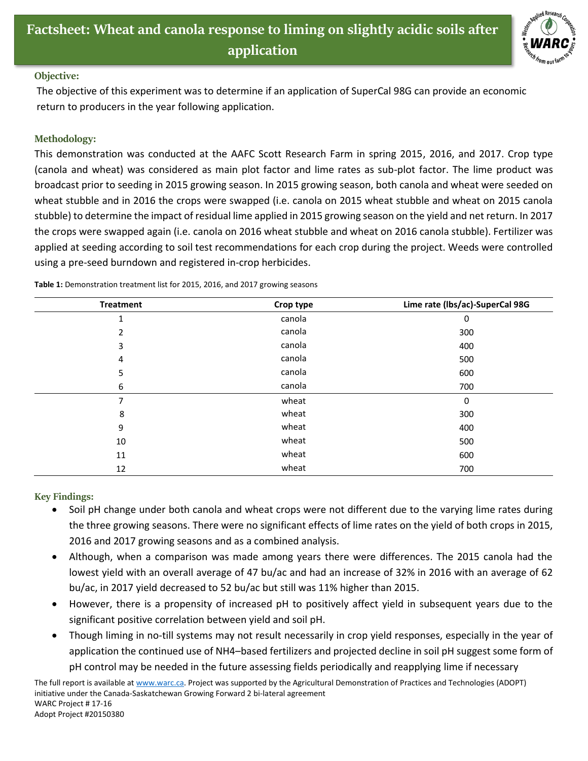# Factsheet: Wheat and canola response to liming on slightly acidic soils after application

## Objective:

The objective of this experiment was to determine if an application of SuperCal 98G can provide an economic return to producers in the year following application.

## Methodology:

This demonstration was conducted at the AAFC Scott Research Farm in spring 2015, 2016, and 2017. Crop type (canola and wheat) was considered as main plot factor and lime rates as sub-plot factor. The lime product was broadcast prior to seeding in 2015 growing season. In 2015 growing season, both canola and wheat were seeded on wheat stubble and in 2016 the crops were swapped (i.e. canola on 2015 wheat stubble and wheat on 2015 canola stubble) to determine the impact of residual lime applied in 2015 growing season on the yield and net return. In 2017 the crops were swapped again (i.e. canola on 2016 wheat stubble and wheat on 2016 canola stubble). Fertilizer was applied at seeding according to soil test recommendations for each crop during the project. Weeds were controlled using a pre-seed burndown and registered in-crop herbicides.

**Table 1:** Demonstration treatment list for 2015, 2016, and 2017 growing seasons

| Treatment | Crop type | Lime rate (lbs/ac)-SuperCal 98G |
|---|---|---|
| 1 | canola | 0 |
| 2 | canola | 300 |
| 3 | canola | 400 |
| 4 | canola | 500 |
| 5 | canola | 600 |
| 6 | canola | 700 |
| 7 | wheat | 0 |
| 8 | wheat | 300 |
| 9 | wheat | 400 |
| 10 | wheat | 500 |
| 11 | wheat | 600 |
| 12 | wheat | 700 |

## Key Findings:

- Soil pH change under both canola and wheat crops were not different due to the varying lime rates during the three growing seasons. There were no significant effects of lime rates on the yield of both crops in 2015, 2016 and 2017 growing seasons and as a combined analysis.
- Although, when a comparison was made among years there were differences. The 2015 canola had the lowest yield with an overall average of 47 bu/ac and had an increase of 32% in 2016 with an average of 62 bu/ac, in 2017 yield decreased to 52 bu/ac but still was 11% higher than 2015.
- However, there is a propensity of increased pH to positively affect yield in subsequent years due to the significant positive correlation between yield and soil pH.
- Though liming in no-till systems may not result necessarily in crop yield responses, especially in the year of application the continued use of $NH_4$–based fertilizers and projected decline in soil pH suggest some form of pH control may be needed in the future assessing fields periodically and reapplying lime if necessary

The full report is available at www.warc.ca. Project was supported by the Agricultural Demonstration of Practices and Technologies (ADOPT) initiative under the Canada-Saskatchewan Growing Forward 2 bi-lateral agreement
WARC Project # 17-16
Adopt Project #20150380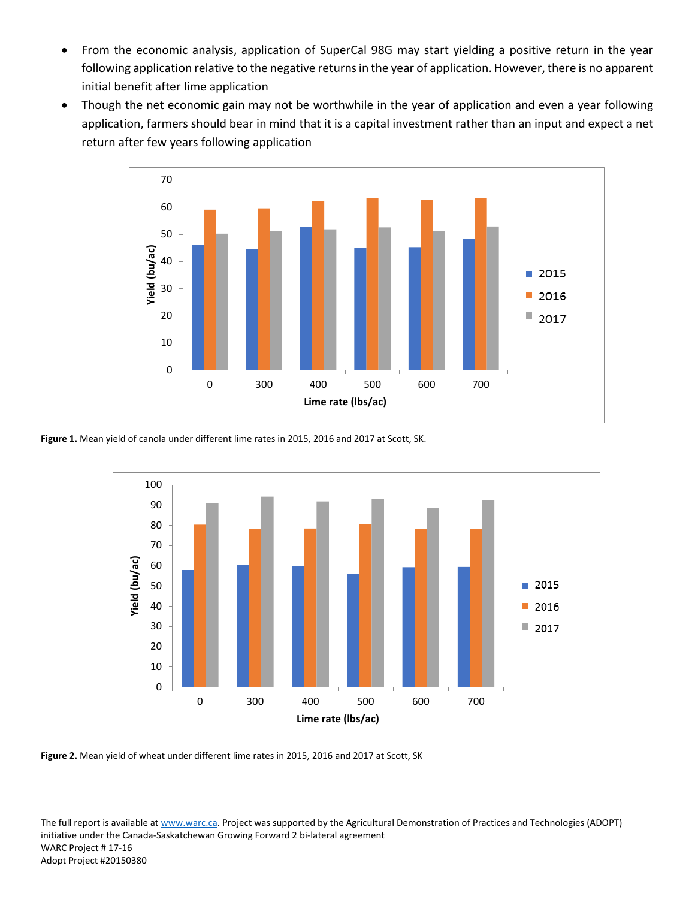- From the economic analysis, application of SuperCal 98G may start yielding a positive return in the year following application relative to the negative returns in the year of application. However, there is no apparent initial benefit after lime application
- Though the net economic gain may not be worthwhile in the year of application and even a year following application, farmers should bear in mind that it is a capital investment rather than an input and expect a net return after few years following application

70
60
50
40
30
20
10
0
Yield (bu/ac)
0
300
400
500
600
700
Lime rate (lbs/ac)
2015
2016
2017

**Figure 1.** Mean yield of canola under different lime rates in 2015, 2016 and 2017 at Scott, SK.

100
90
80
70
60
50
40
30
20
10
0
Yield (bu/ac)
0
300
400
500
600
700
Lime rate (lbs/ac)
2015
2016
2017

**Figure 2.** Mean yield of wheat under different lime rates in 2015, 2016 and 2017 at Scott, SK

The full report is available at www.warc.ca. Project was supported by the Agricultural Demonstration of Practices and Technologies (ADOPT) initiative under the Canada-Saskatchewan Growing Forward 2 bi-lateral agreement
WARC Project # 17-16
Adopt Project #20150380